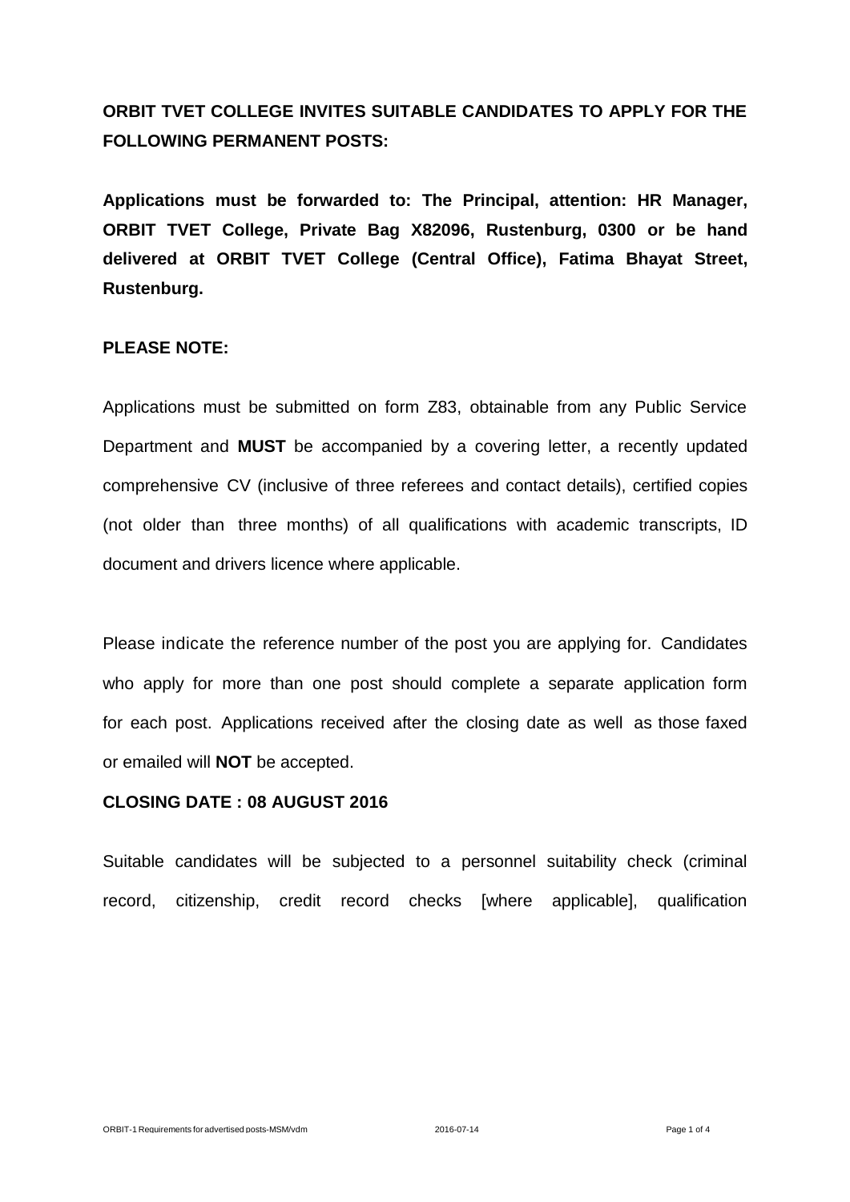**ORBIT TVET COLLEGE INVITES SUITABLE CANDIDATES TO APPLY FOR THE FOLLOWING PERMANENT POSTS:**

**Applications must be forwarded to: The Principal, attention: HR Manager, ORBIT TVET College, Private Bag X82096, Rustenburg, 0300 or be hand delivered at ORBIT TVET College (Central Office), Fatima Bhayat Street, Rustenburg.**

**PLEASE NOTE:**

Applications must be submitted on form Z83, obtainable from any Public Service Department and **MUST** be accompanied by a covering letter, a recently updated comprehensive CV (inclusive of three referees and contact details), certified copies (not older than three months) of all qualifications with academic transcripts, ID document and drivers licence where applicable.

Please indicate the reference number of the post you are applying for. Candidates who apply for more than one post should complete a separate application form for each post. Applications received after the closing date as well as those faxed or emailed will **NOT** be accepted.

**CLOSING DATE : 08 AUGUST 2016**

Suitable candidates will be subjected to a personnel suitability check (criminal record, citizenship, credit record checks [where applicable], qualification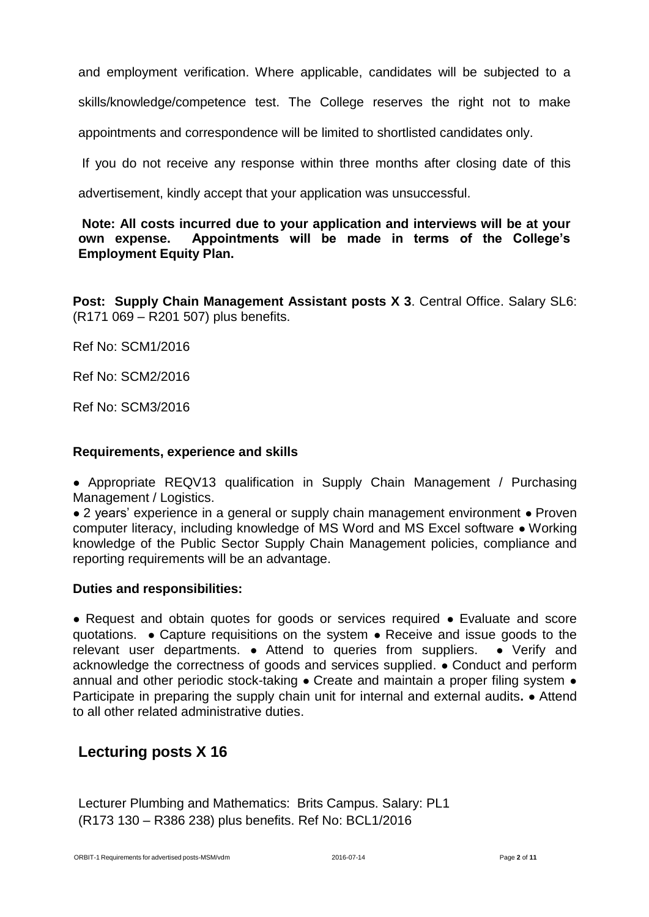and employment verification. Where applicable, candidates will be subjected to a skills/knowledge/competence test. The College reserves the right not to make appointments and correspondence will be limited to shortlisted candidates only.

If you do not receive any response within three months after closing date of this advertisement, kindly accept that your application was unsuccessful.

**Note: All costs incurred due to your application and interviews will be at your own expense. Appointments will be made in terms of the College's Employment Equity Plan.**

**Post: Supply Chain Management Assistant posts X 3**. Central Office. Salary SL6: (R171 069 – R201 507) plus benefits.

Ref No: SCM1/2016

Ref No: SCM2/2016

Ref No: SCM3/2016

**Requirements, experience and skills**

● Appropriate REQV13 qualification in Supply Chain Management / Purchasing Management / Logistics.
● 2 years' experience in a general or supply chain management environment ● Proven computer literacy, including knowledge of MS Word and MS Excel software ● Working knowledge of the Public Sector Supply Chain Management policies, compliance and reporting requirements will be an advantage.

**Duties and responsibilities:**

● Request and obtain quotes for goods or services required ● Evaluate and score quotations. ● Capture requisitions on the system ● Receive and issue goods to the relevant user departments. ● Attend to queries from suppliers. ● Verify and acknowledge the correctness of goods and services supplied. ● Conduct and perform annual and other periodic stock-taking ● Create and maintain a proper filing system ● Participate in preparing the supply chain unit for internal and external audits**.** ● Attend to all other related administrative duties.

## Lecturing posts X 16

Lecturer Plumbing and Mathematics: Brits Campus. Salary: PL1 (R173 130 – R386 238) plus benefits. Ref No: BCL1/2016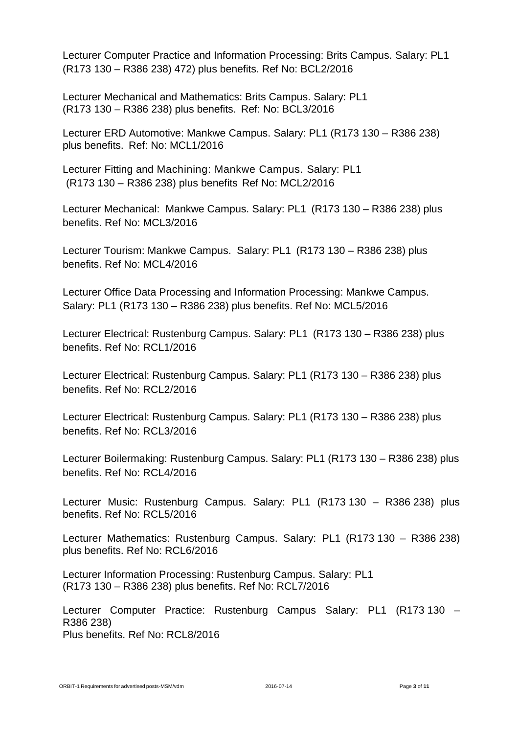Lecturer Computer Practice and Information Processing: Brits Campus. Salary: PL1 (R173 130 – R386 238) 472) plus benefits. Ref No: BCL2/2016

Lecturer Mechanical and Mathematics: Brits Campus. Salary: PL1 (R173 130 – R386 238) plus benefits. Ref: No: BCL3/2016

Lecturer ERD Automotive: Mankwe Campus. Salary: PL1 (R173 130 – R386 238) plus benefits. Ref: No: MCL1/2016

Lecturer Fitting and Machining: Mankwe Campus. Salary: PL1 (R173 130 – R386 238) plus benefits Ref No: MCL2/2016

Lecturer Mechanical: Mankwe Campus. Salary: PL1 (R173 130 – R386 238) plus benefits. Ref No: MCL3/2016

Lecturer Tourism: Mankwe Campus. Salary: PL1 (R173 130 – R386 238) plus benefits. Ref No: MCL4/2016

Lecturer Office Data Processing and Information Processing: Mankwe Campus. Salary: PL1 (R173 130 – R386 238) plus benefits. Ref No: MCL5/2016

Lecturer Electrical: Rustenburg Campus. Salary: PL1 (R173 130 – R386 238) plus benefits. Ref No: RCL1/2016

Lecturer Electrical: Rustenburg Campus. Salary: PL1 (R173 130 – R386 238) plus benefits. Ref No: RCL2/2016

Lecturer Electrical: Rustenburg Campus. Salary: PL1 (R173 130 – R386 238) plus benefits. Ref No: RCL3/2016

Lecturer Boilermaking: Rustenburg Campus. Salary: PL1 (R173 130 – R386 238) plus benefits. Ref No: RCL4/2016

Lecturer Music: Rustenburg Campus. Salary: PL1 (R173 130 – R386 238) plus benefits. Ref No: RCL5/2016

Lecturer Mathematics: Rustenburg Campus. Salary: PL1 (R173 130 – R386 238) plus benefits. Ref No: RCL6/2016

Lecturer Information Processing: Rustenburg Campus. Salary: PL1 (R173 130 – R386 238) plus benefits. Ref No: RCL7/2016

Lecturer Computer Practice: Rustenburg Campus Salary: PL1 (R173 130 – R386 238) Plus benefits. Ref No: RCL8/2016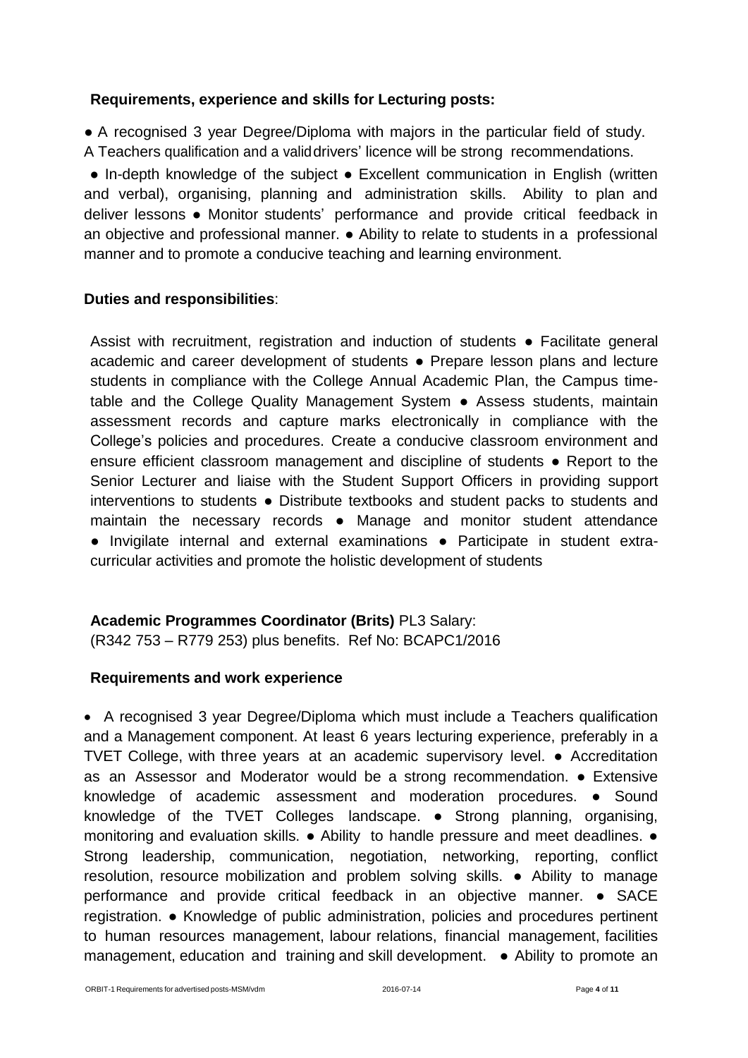**Requirements, experience and skills for Lecturing posts:**

● A recognised 3 year Degree/Diploma with majors in the particular field of study. A Teachers qualification and a valid drivers' licence will be strong recommendations.

● In-depth knowledge of the subject ● Excellent communication in English (written and verbal), organising, planning and administration skills. Ability to plan and deliver lessons ● Monitor students' performance and provide critical feedback in an objective and professional manner. ● Ability to relate to students in a professional manner and to promote a conducive teaching and learning environment.

**Duties and responsibilities**:

Assist with recruitment, registration and induction of students ● Facilitate general academic and career development of students ● Prepare lesson plans and lecture students in compliance with the College Annual Academic Plan, the Campus time-table and the College Quality Management System ● Assess students, maintain assessment records and capture marks electronically in compliance with the College's policies and procedures. Create a conducive classroom environment and ensure efficient classroom management and discipline of students ● Report to the Senior Lecturer and liaise with the Student Support Officers in providing support interventions to students ● Distribute textbooks and student packs to students and maintain the necessary records ● Manage and monitor student attendance ● Invigilate internal and external examinations ● Participate in student extra-curricular activities and promote the holistic development of students

**Academic Programmes Coordinator (Brits)** PL3 Salary: (R342 753 – R779 253) plus benefits. Ref No: BCAPC1/2016

**Requirements and work experience**

- A recognised 3 year Degree/Diploma which must include a Teachers qualification and a Management component. At least 6 years lecturing experience, preferably in a TVET College, with three years at an academic supervisory level. ● Accreditation as an Assessor and Moderator would be a strong recommendation. ● Extensive knowledge of academic assessment and moderation procedures. ● Sound knowledge of the TVET Colleges landscape. ● Strong planning, organising, monitoring and evaluation skills. ● Ability to handle pressure and meet deadlines. ● Strong leadership, communication, negotiation, networking, reporting, conflict resolution, resource mobilization and problem solving skills. ● Ability to manage performance and provide critical feedback in an objective manner. ● SACE registration. ● Knowledge of public administration, policies and procedures pertinent to human resources management, labour relations, financial management, facilities management, education and training and skill development. ● Ability to promote an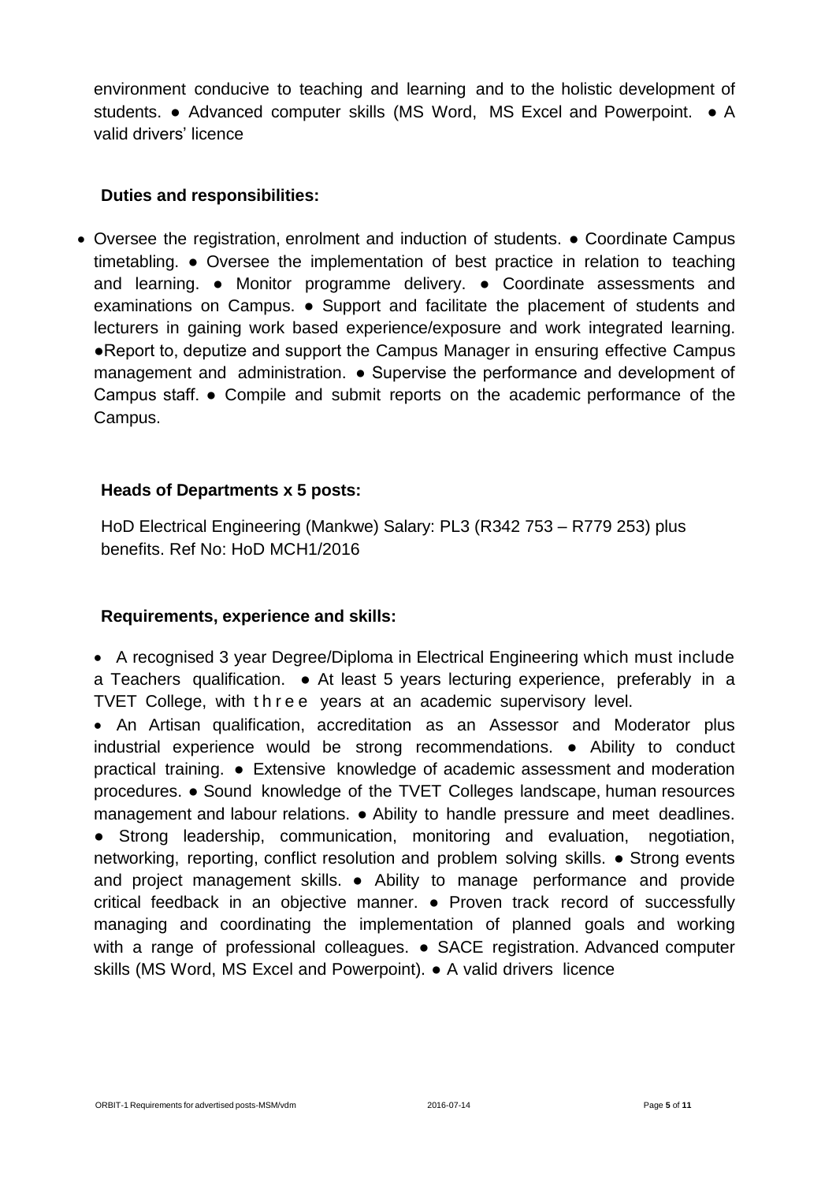environment conducive to teaching and learning and to the holistic development of students. ● Advanced computer skills (MS Word, MS Excel and Powerpoint. ● A valid drivers' licence

**Duties and responsibilities:**

- Oversee the registration, enrolment and induction of students. ● Coordinate Campus timetabling. ● Oversee the implementation of best practice in relation to teaching and learning. ● Monitor programme delivery. ● Coordinate assessments and examinations on Campus. ● Support and facilitate the placement of students and lecturers in gaining work based experience/exposure and work integrated learning. ●Report to, deputize and support the Campus Manager in ensuring effective Campus management and administration. ● Supervise the performance and development of Campus staff. ● Compile and submit reports on the academic performance of the Campus.

**Heads of Departments x 5 posts:**

HoD Electrical Engineering (Mankwe) Salary: PL3 (R342 753 – R779 253) plus benefits. Ref No: HoD MCH1/2016

**Requirements, experience and skills:**

- A recognised 3 year Degree/Diploma in Electrical Engineering which must include a Teachers qualification. ● At least 5 years lecturing experience, preferably in a TVET College, with three years at an academic supervisory level.
- An Artisan qualification, accreditation as an Assessor and Moderator plus industrial experience would be strong recommendations. ● Ability to conduct practical training. ● Extensive knowledge of academic assessment and moderation procedures. ● Sound knowledge of the TVET Colleges landscape, human resources management and labour relations. ● Ability to handle pressure and meet deadlines. ● Strong leadership, communication, monitoring and evaluation, negotiation, networking, reporting, conflict resolution and problem solving skills. ● Strong events and project management skills. ● Ability to manage performance and provide critical feedback in an objective manner. ● Proven track record of successfully managing and coordinating the implementation of planned goals and working with a range of professional colleagues. ● SACE registration. Advanced computer skills (MS Word, MS Excel and Powerpoint). ● A valid drivers licence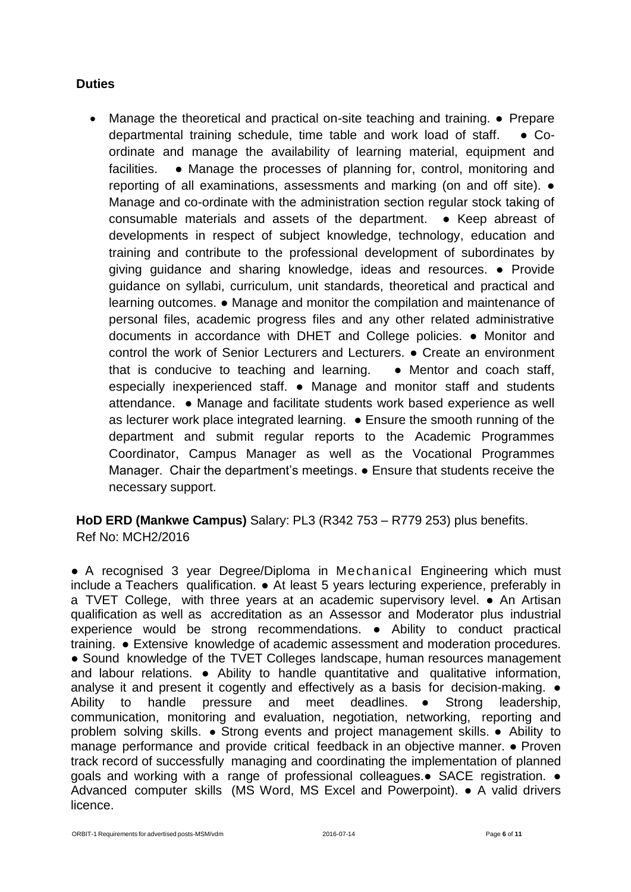**Duties**

- Manage the theoretical and practical on-site teaching and training. ● Prepare departmental training schedule, time table and work load of staff. ● Co-ordinate and manage the availability of learning material, equipment and facilities. ● Manage the processes of planning for, control, monitoring and reporting of all examinations, assessments and marking (on and off site). ● Manage and co-ordinate with the administration section regular stock taking of consumable materials and assets of the department. ● Keep abreast of developments in respect of subject knowledge, technology, education and training and contribute to the professional development of subordinates by giving guidance and sharing knowledge, ideas and resources. ● Provide guidance on syllabi, curriculum, unit standards, theoretical and practical and learning outcomes. ● Manage and monitor the compilation and maintenance of personal files, academic progress files and any other related administrative documents in accordance with DHET and College policies. ● Monitor and control the work of Senior Lecturers and Lecturers. ● Create an environment that is conducive to teaching and learning. ● Mentor and coach staff, especially inexperienced staff. ● Manage and monitor staff and students attendance. ● Manage and facilitate students work based experience as well as lecturer work place integrated learning. ● Ensure the smooth running of the department and submit regular reports to the Academic Programmes Coordinator, Campus Manager as well as the Vocational Programmes Manager. Chair the department's meetings. ● Ensure that students receive the necessary support.

**HoD ERD (Mankwe Campus)** Salary: PL3 (R342 753 – R779 253) plus benefits.
Ref No: MCH2/2016

● A recognised 3 year Degree/Diploma in Mechanical Engineering which must include a Teachers qualification. ● At least 5 years lecturing experience, preferably in a TVET College, with three years at an academic supervisory level. ● An Artisan qualification as well as accreditation as an Assessor and Moderator plus industrial experience would be strong recommendations. ● Ability to conduct practical training. ● Extensive knowledge of academic assessment and moderation procedures. ● Sound knowledge of the TVET Colleges landscape, human resources management and labour relations. ● Ability to handle quantitative and qualitative information, analyse it and present it cogently and effectively as a basis for decision-making. ● Ability to handle pressure and meet deadlines. ● Strong leadership, communication, monitoring and evaluation, negotiation, networking, reporting and problem solving skills. ● Strong events and project management skills. ● Ability to manage performance and provide critical feedback in an objective manner. ● Proven track record of successfully managing and coordinating the implementation of planned goals and working with a range of professional colleagues.● SACE registration. ● Advanced computer skills (MS Word, MS Excel and Powerpoint). ● A valid drivers licence.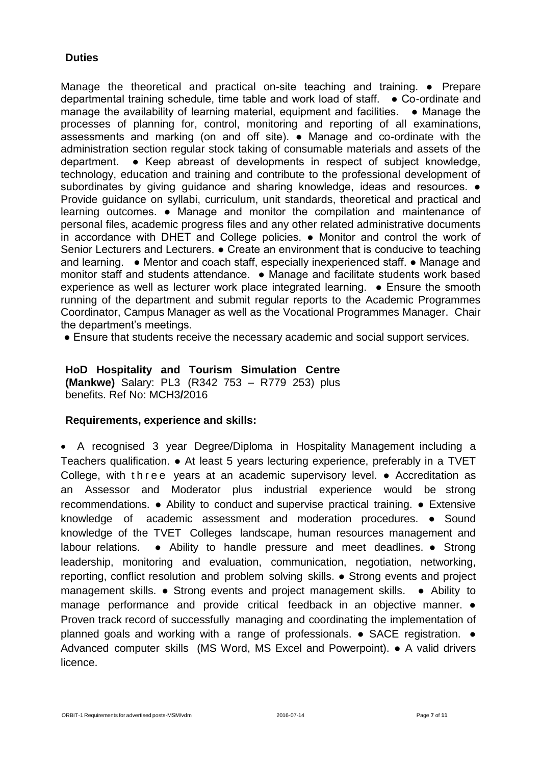**Duties**

Manage the theoretical and practical on-site teaching and training. ● Prepare departmental training schedule, time table and work load of staff. ● Co-ordinate and manage the availability of learning material, equipment and facilities. ● Manage the processes of planning for, control, monitoring and reporting of all examinations, assessments and marking (on and off site). ● Manage and co-ordinate with the administration section regular stock taking of consumable materials and assets of the department. ● Keep abreast of developments in respect of subject knowledge, technology, education and training and contribute to the professional development of subordinates by giving guidance and sharing knowledge, ideas and resources. ● Provide guidance on syllabi, curriculum, unit standards, theoretical and practical and learning outcomes. ● Manage and monitor the compilation and maintenance of personal files, academic progress files and any other related administrative documents in accordance with DHET and College policies. ● Monitor and control the work of Senior Lecturers and Lecturers. ● Create an environment that is conducive to teaching and learning. ● Mentor and coach staff, especially inexperienced staff. ● Manage and monitor staff and students attendance. ● Manage and facilitate students work based experience as well as lecturer work place integrated learning. ● Ensure the smooth running of the department and submit regular reports to the Academic Programmes Coordinator, Campus Manager as well as the Vocational Programmes Manager. Chair the department's meetings.

● Ensure that students receive the necessary academic and social support services.

**HoD Hospitality and Tourism Simulation Centre (Mankwe)** Salary: PL3 (R342 753 – R779 253) plus benefits. Ref No: MCH3**/**2016

**Requirements, experience and skills:**

• A recognised 3 year Degree/Diploma in Hospitality Management including a Teachers qualification. ● At least 5 years lecturing experience, preferably in a TVET College, with three years at an academic supervisory level. ● Accreditation as an Assessor and Moderator plus industrial experience would be strong recommendations. ● Ability to conduct and supervise practical training. ● Extensive knowledge of academic assessment and moderation procedures. ● Sound knowledge of the TVET Colleges landscape, human resources management and labour relations. ● Ability to handle pressure and meet deadlines. ● Strong leadership, monitoring and evaluation, communication, negotiation, networking, reporting, conflict resolution and problem solving skills. ● Strong events and project management skills. ● Strong events and project management skills. ● Ability to manage performance and provide critical feedback in an objective manner. ● Proven track record of successfully managing and coordinating the implementation of planned goals and working with a range of professionals. ● SACE registration. ● Advanced computer skills (MS Word, MS Excel and Powerpoint). ● A valid drivers licence.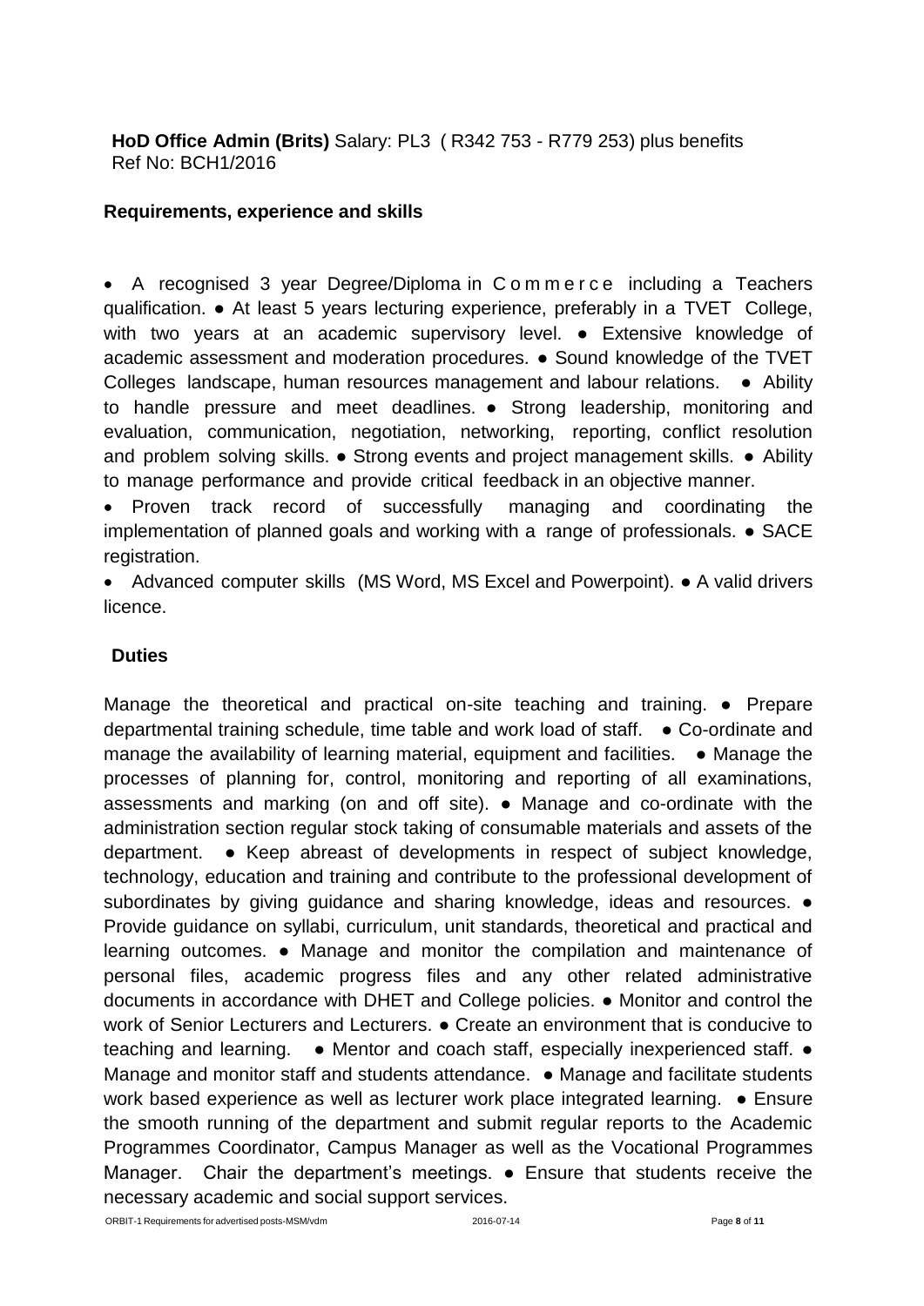**HoD Office Admin (Brits)** Salary: PL3 ( R342 753 - R779 253) plus benefits
Ref No: BCH1/2016

**Requirements, experience and skills**

- A recognised 3 year Degree/Diploma in Commerce including a Teachers qualification. ● At least 5 years lecturing experience, preferably in a TVET College, with two years at an academic supervisory level. ● Extensive knowledge of academic assessment and moderation procedures. ● Sound knowledge of the TVET Colleges landscape, human resources management and labour relations. ● Ability to handle pressure and meet deadlines. ● Strong leadership, monitoring and evaluation, communication, negotiation, networking, reporting, conflict resolution and problem solving skills. ● Strong events and project management skills. ● Ability to manage performance and provide critical feedback in an objective manner.
- Proven track record of successfully managing and coordinating the implementation of planned goals and working with a range of professionals. ● SACE registration.
- Advanced computer skills (MS Word, MS Excel and Powerpoint). ● A valid drivers licence.

**Duties**

Manage the theoretical and practical on-site teaching and training. ● Prepare departmental training schedule, time table and work load of staff. ● Co-ordinate and manage the availability of learning material, equipment and facilities. ● Manage the processes of planning for, control, monitoring and reporting of all examinations, assessments and marking (on and off site). ● Manage and co-ordinate with the administration section regular stock taking of consumable materials and assets of the department. ● Keep abreast of developments in respect of subject knowledge, technology, education and training and contribute to the professional development of subordinates by giving guidance and sharing knowledge, ideas and resources. ● Provide guidance on syllabi, curriculum, unit standards, theoretical and practical and learning outcomes. ● Manage and monitor the compilation and maintenance of personal files, academic progress files and any other related administrative documents in accordance with DHET and College policies. ● Monitor and control the work of Senior Lecturers and Lecturers. ● Create an environment that is conducive to teaching and learning. ● Mentor and coach staff, especially inexperienced staff. ● Manage and monitor staff and students attendance. ● Manage and facilitate students work based experience as well as lecturer work place integrated learning. ● Ensure the smooth running of the department and submit regular reports to the Academic Programmes Coordinator, Campus Manager as well as the Vocational Programmes Manager. Chair the department's meetings. ● Ensure that students receive the necessary academic and social support services.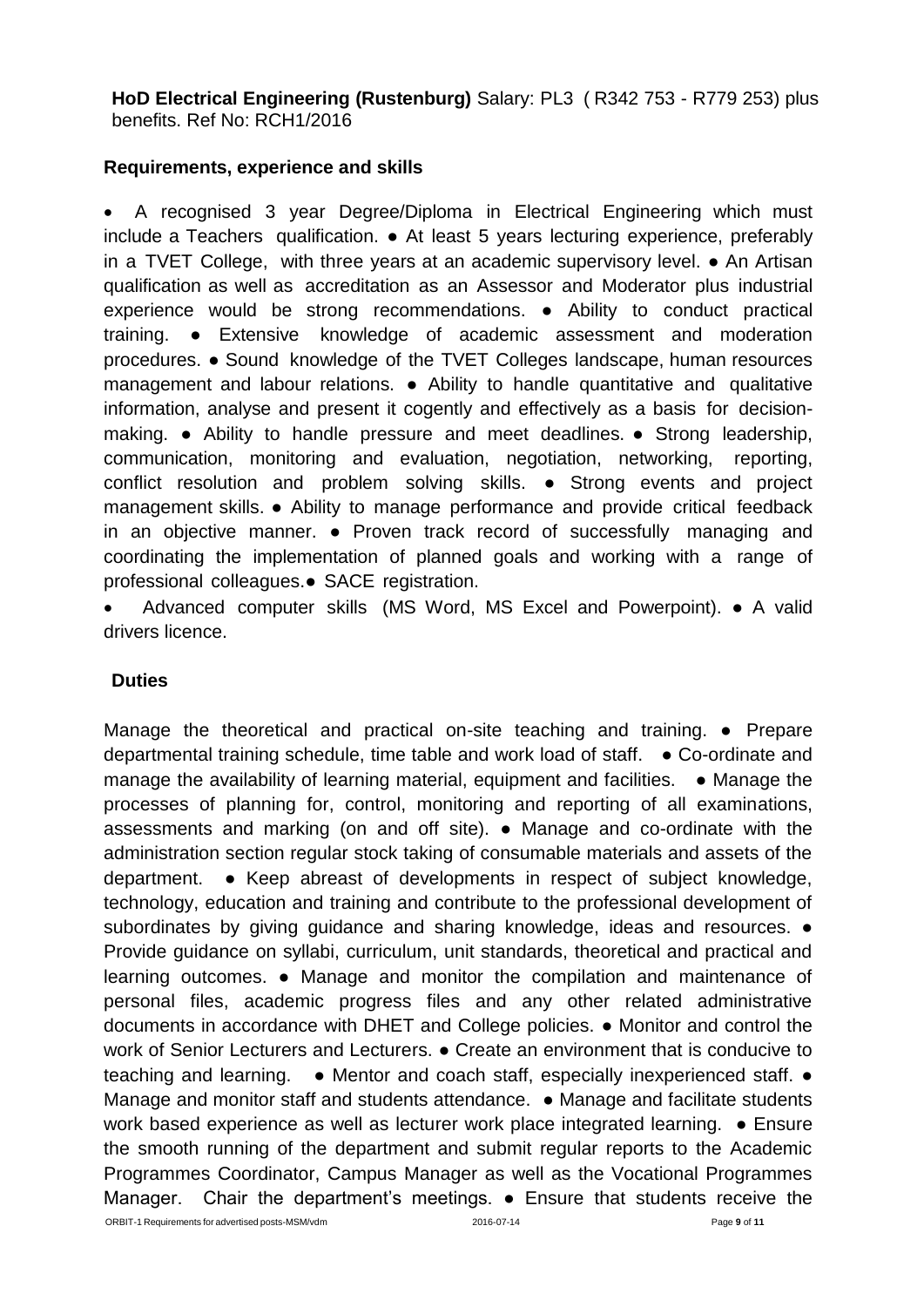**HoD Electrical Engineering (Rustenburg)** Salary: PL3 ( R342 753 - R779 253) plus benefits. Ref No: RCH1/2016

**Requirements, experience and skills**

- A recognised 3 year Degree/Diploma in Electrical Engineering which must include a Teachers qualification. ● At least 5 years lecturing experience, preferably in a TVET College, with three years at an academic supervisory level. ● An Artisan qualification as well as accreditation as an Assessor and Moderator plus industrial experience would be strong recommendations. ● Ability to conduct practical training. ● Extensive knowledge of academic assessment and moderation procedures. ● Sound knowledge of the TVET Colleges landscape, human resources management and labour relations. ● Ability to handle quantitative and qualitative information, analyse and present it cogently and effectively as a basis for decision-making. ● Ability to handle pressure and meet deadlines. ● Strong leadership, communication, monitoring and evaluation, negotiation, networking, reporting, conflict resolution and problem solving skills. ● Strong events and project management skills. ● Ability to manage performance and provide critical feedback in an objective manner. ● Proven track record of successfully managing and coordinating the implementation of planned goals and working with a range of professional colleagues.● SACE registration.
- Advanced computer skills (MS Word, MS Excel and Powerpoint). ● A valid drivers licence.

**Duties**

Manage the theoretical and practical on-site teaching and training. ● Prepare departmental training schedule, time table and work load of staff. ● Co-ordinate and manage the availability of learning material, equipment and facilities. ● Manage the processes of planning for, control, monitoring and reporting of all examinations, assessments and marking (on and off site). ● Manage and co-ordinate with the administration section regular stock taking of consumable materials and assets of the department. ● Keep abreast of developments in respect of subject knowledge, technology, education and training and contribute to the professional development of subordinates by giving guidance and sharing knowledge, ideas and resources. ● Provide guidance on syllabi, curriculum, unit standards, theoretical and practical and learning outcomes. ● Manage and monitor the compilation and maintenance of personal files, academic progress files and any other related administrative documents in accordance with DHET and College policies. ● Monitor and control the work of Senior Lecturers and Lecturers. ● Create an environment that is conducive to teaching and learning. ● Mentor and coach staff, especially inexperienced staff. ● Manage and monitor staff and students attendance. ● Manage and facilitate students work based experience as well as lecturer work place integrated learning. ● Ensure the smooth running of the department and submit regular reports to the Academic Programmes Coordinator, Campus Manager as well as the Vocational Programmes Manager. Chair the department's meetings. ● Ensure that students receive the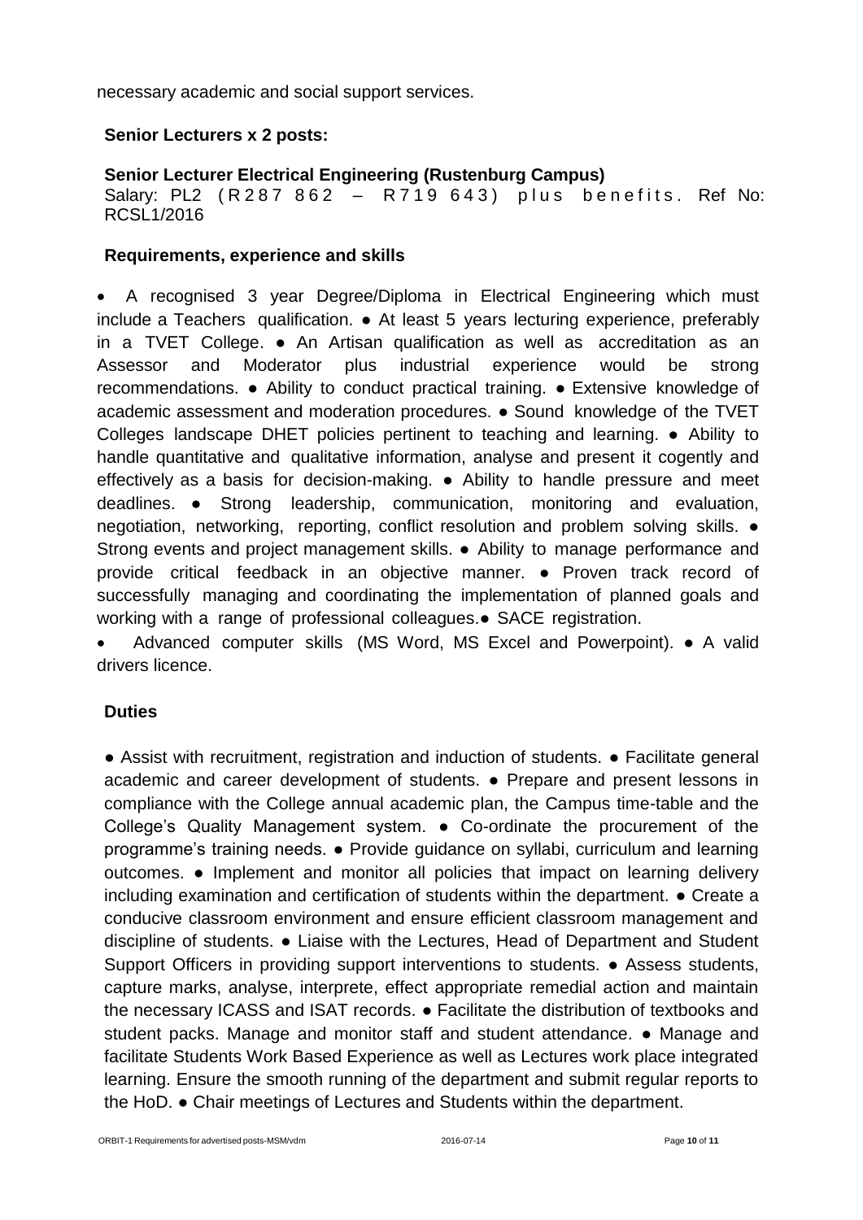necessary academic and social support services.

**Senior Lecturers x 2 posts:**

**Senior Lecturer Electrical Engineering (Rustenburg Campus)**
Salary: PL2 (R287 862 – R719 643) plus benefits. Ref No: RCSL1/2016

**Requirements, experience and skills**

- A recognised 3 year Degree/Diploma in Electrical Engineering which must include a Teachers qualification. ● At least 5 years lecturing experience, preferably in a TVET College. ● An Artisan qualification as well as accreditation as an Assessor and Moderator plus industrial experience would be strong recommendations. ● Ability to conduct practical training. ● Extensive knowledge of academic assessment and moderation procedures. ● Sound knowledge of the TVET Colleges landscape DHET policies pertinent to teaching and learning. ● Ability to handle quantitative and qualitative information, analyse and present it cogently and effectively as a basis for decision-making. ● Ability to handle pressure and meet deadlines. ● Strong leadership, communication, monitoring and evaluation, negotiation, networking, reporting, conflict resolution and problem solving skills. ● Strong events and project management skills. ● Ability to manage performance and provide critical feedback in an objective manner. ● Proven track record of successfully managing and coordinating the implementation of planned goals and working with a range of professional colleagues.● SACE registration.
- Advanced computer skills (MS Word, MS Excel and Powerpoint). ● A valid drivers licence.

**Duties**

● Assist with recruitment, registration and induction of students. ● Facilitate general academic and career development of students. ● Prepare and present lessons in compliance with the College annual academic plan, the Campus time-table and the College's Quality Management system. ● Co-ordinate the procurement of the programme's training needs. ● Provide guidance on syllabi, curriculum and learning outcomes. ● Implement and monitor all policies that impact on learning delivery including examination and certification of students within the department. ● Create a conducive classroom environment and ensure efficient classroom management and discipline of students. ● Liaise with the Lectures, Head of Department and Student Support Officers in providing support interventions to students. ● Assess students, capture marks, analyse, interprete, effect appropriate remedial action and maintain the necessary ICASS and ISAT records. ● Facilitate the distribution of textbooks and student packs. Manage and monitor staff and student attendance. ● Manage and facilitate Students Work Based Experience as well as Lectures work place integrated learning. Ensure the smooth running of the department and submit regular reports to the HoD. ● Chair meetings of Lectures and Students within the department.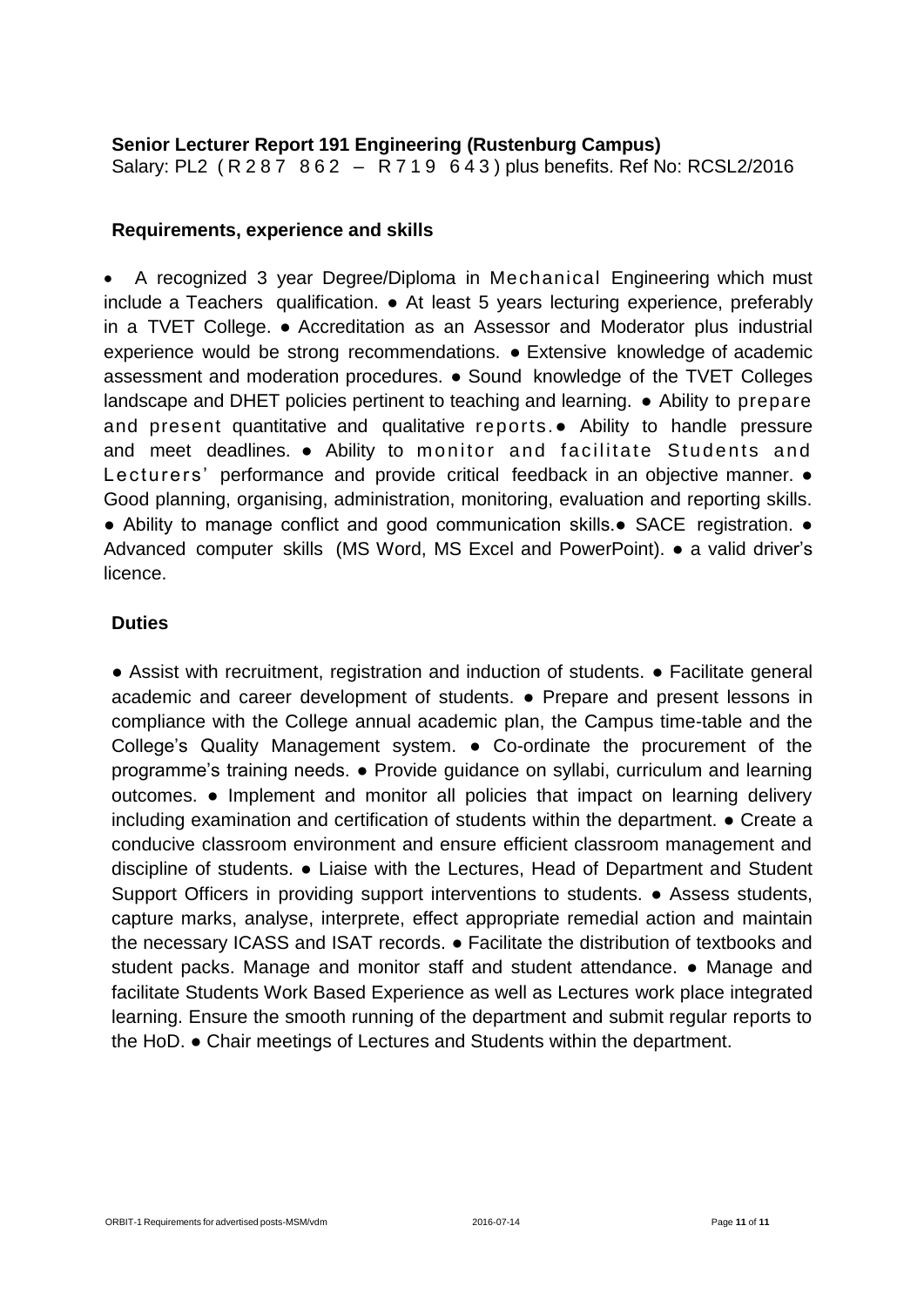**Senior Lecturer Report 191 Engineering (Rustenburg Campus)**

Salary: PL2 (R287 862 – R719 643) plus benefits. Ref No: RCSL2/2016

**Requirements, experience and skills**

- A recognized 3 year Degree/Diploma in Mechanical Engineering which must include a Teachers qualification. ● At least 5 years lecturing experience, preferably in a TVET College. ● Accreditation as an Assessor and Moderator plus industrial experience would be strong recommendations. ● Extensive knowledge of academic assessment and moderation procedures. ● Sound knowledge of the TVET Colleges landscape and DHET policies pertinent to teaching and learning. ● Ability to prepare and present quantitative and qualitative reports. ● Ability to handle pressure and meet deadlines. ● Ability to monitor and facilitate Students and Lecturers' performance and provide critical feedback in an objective manner. ● Good planning, organising, administration, monitoring, evaluation and reporting skills. ● Ability to manage conflict and good communication skills.● SACE registration. ● Advanced computer skills (MS Word, MS Excel and PowerPoint). ● a valid driver's licence.

**Duties**

● Assist with recruitment, registration and induction of students. ● Facilitate general academic and career development of students. ● Prepare and present lessons in compliance with the College annual academic plan, the Campus time-table and the College's Quality Management system. ● Co-ordinate the procurement of the programme's training needs. ● Provide guidance on syllabi, curriculum and learning outcomes. ● Implement and monitor all policies that impact on learning delivery including examination and certification of students within the department. ● Create a conducive classroom environment and ensure efficient classroom management and discipline of students. ● Liaise with the Lectures, Head of Department and Student Support Officers in providing support interventions to students. ● Assess students, capture marks, analyse, interprete, effect appropriate remedial action and maintain the necessary ICASS and ISAT records. ● Facilitate the distribution of textbooks and student packs. Manage and monitor staff and student attendance. ● Manage and facilitate Students Work Based Experience as well as Lectures work place integrated learning. Ensure the smooth running of the department and submit regular reports to the HoD. ● Chair meetings of Lectures and Students within the department.